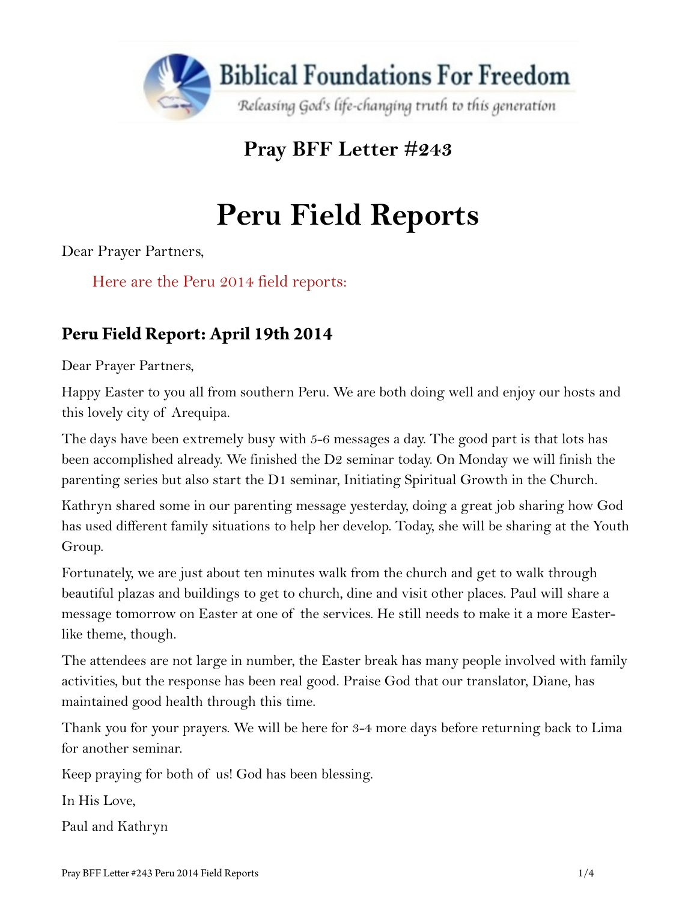Biblical Foundations For Freedom

*Releasing God's life-changing truth to this generation*

## Pray BFF Letter #243

# Peru Field Reports

Dear Prayer Partners,

Here are the Peru 2014 field reports:

## Peru Field Report: April 19th 2014

Dear Prayer Partners,

Happy Easter to you all from southern Peru. We are both doing well and enjoy our hosts and this lovely city of Arequipa.

The days have been extremely busy with 5-6 messages a day. The good part is that lots has been accomplished already. We finished the D2 seminar today. On Monday we will finish the parenting series but also start the D1 seminar, Initiating Spiritual Growth in the Church.

Kathryn shared some in our parenting message yesterday, doing a great job sharing how God has used different family situations to help her develop. Today, she will be sharing at the Youth Group.

Fortunately, we are just about ten minutes walk from the church and get to walk through beautiful plazas and buildings to get to church, dine and visit other places. Paul will share a message tomorrow on Easter at one of the services. He still needs to make it a more Easter-like theme, though.

The attendees are not large in number, the Easter break has many people involved with family activities, but the response has been real good. Praise God that our translator, Diane, has maintained good health through this time.

Thank you for your prayers. We will be here for 3-4 more days before returning back to Lima for another seminar.

Keep praying for both of us! God has been blessing.

In His Love,

Paul and Kathryn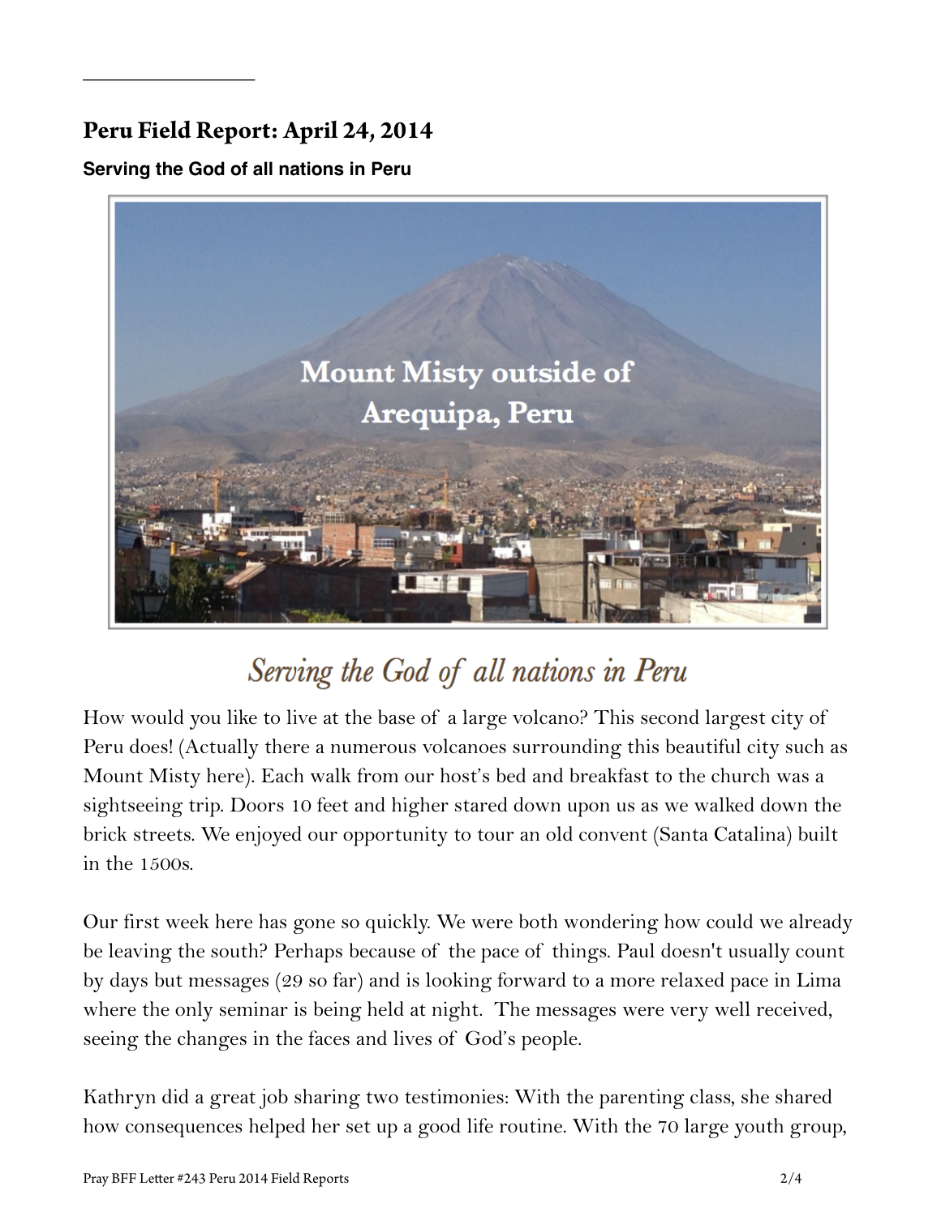## Peru Field Report: April 24, 2014

**Serving the God of all nations in Peru**

*Serving the God of all nations in Peru*

How would you like to live at the base of a large volcano? This second largest city of Peru does! (Actually there a numerous volcanoes surrounding this beautiful city such as Mount Misty here). Each walk from our host's bed and breakfast to the church was a sightseeing trip. Doors 10 feet and higher stared down upon us as we walked down the brick streets. We enjoyed our opportunity to tour an old convent (Santa Catalina) built in the 1500s.

Our first week here has gone so quickly. We were both wondering how could we already be leaving the south? Perhaps because of the pace of things. Paul doesn't usually count by days but messages (29 so far) and is looking forward to a more relaxed pace in Lima where the only seminar is being held at night. The messages were very well received, seeing the changes in the faces and lives of God's people.

Kathryn did a great job sharing two testimonies: With the parenting class, she shared how consequences helped her set up a good life routine. With the 70 large youth group,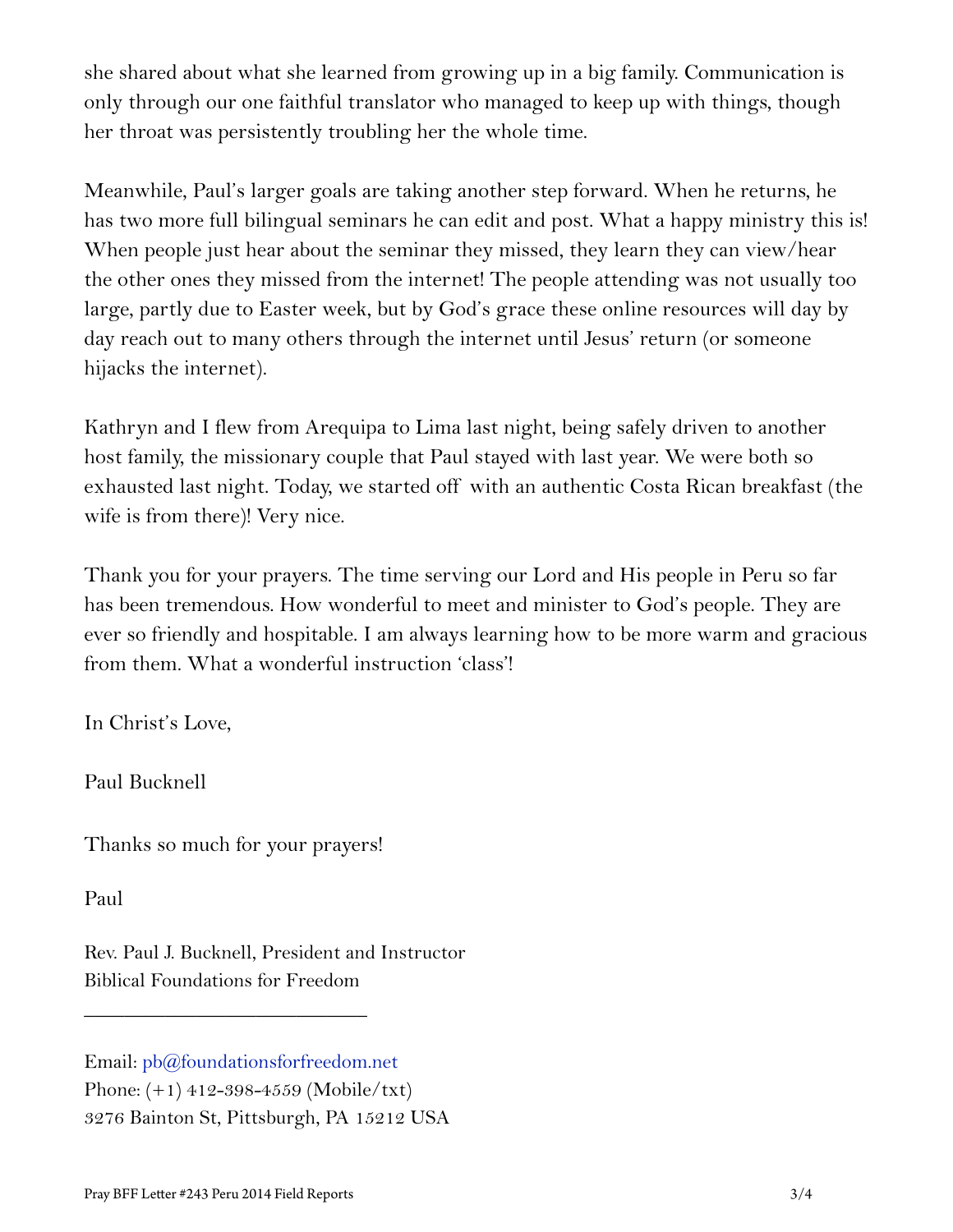she shared about what she learned from growing up in a big family. Communication is only through our one faithful translator who managed to keep up with things, though her throat was persistently troubling her the whole time.

Meanwhile, Paul's larger goals are taking another step forward. When he returns, he has two more full bilingual seminars he can edit and post. What a happy ministry this is! When people just hear about the seminar they missed, they learn they can view/hear the other ones they missed from the internet! The people attending was not usually too large, partly due to Easter week, but by God's grace these online resources will day by day reach out to many others through the internet until Jesus' return (or someone hijacks the internet).

Kathryn and I flew from Arequipa to Lima last night, being safely driven to another host family, the missionary couple that Paul stayed with last year. We were both so exhausted last night. Today, we started off with an authentic Costa Rican breakfast (the wife is from there)! Very nice.

Thank you for your prayers. The time serving our Lord and His people in Peru so far has been tremendous. How wonderful to meet and minister to God's people. They are ever so friendly and hospitable. I am always learning how to be more warm and gracious from them. What a wonderful instruction 'class'!

In Christ's Love,

Paul Bucknell

Thanks so much for your prayers!

Paul

Rev. Paul J. Bucknell, President and Instructor
Biblical Foundations for Freedom

---

Email: pb@foundationsforfreedom.net
Phone: (+1) 412-398-4559 (Mobile/txt)
3276 Bainton St, Pittsburgh, PA 15212 USA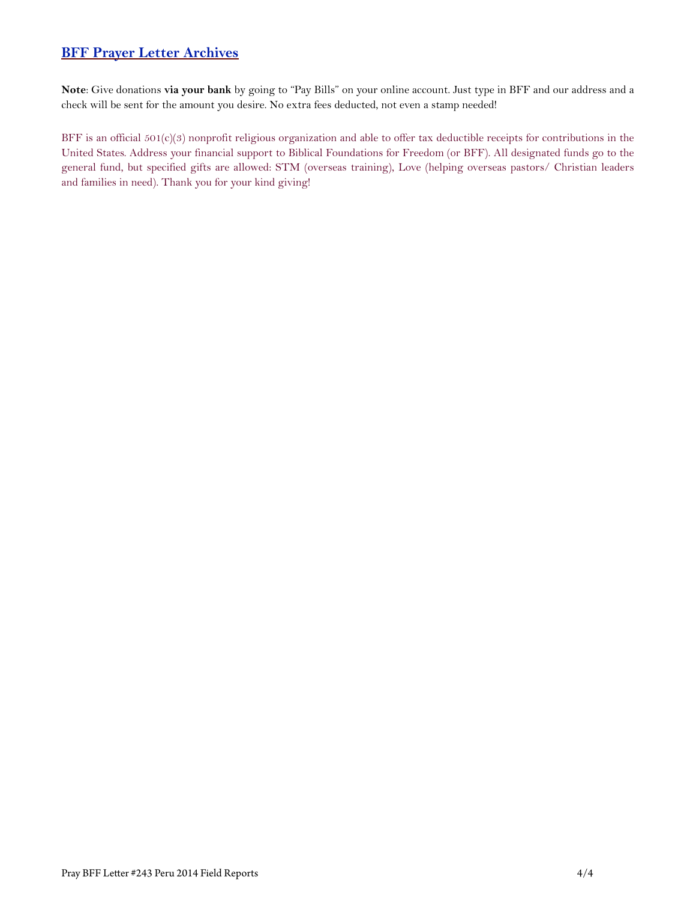## BFF Prayer Letter Archives

**Note**: Give donations **via your bank** by going to "Pay Bills" on your online account. Just type in BFF and our address and a check will be sent for the amount you desire. No extra fees deducted, not even a stamp needed!

BFF is an official 501(c)(3) nonprofit religious organization and able to offer tax deductible receipts for contributions in the United States. Address your financial support to Biblical Foundations for Freedom (or BFF). All designated funds go to the general fund, but specified gifts are allowed: STM (overseas training), Love (helping overseas pastors/ Christian leaders and families in need). Thank you for your kind giving!